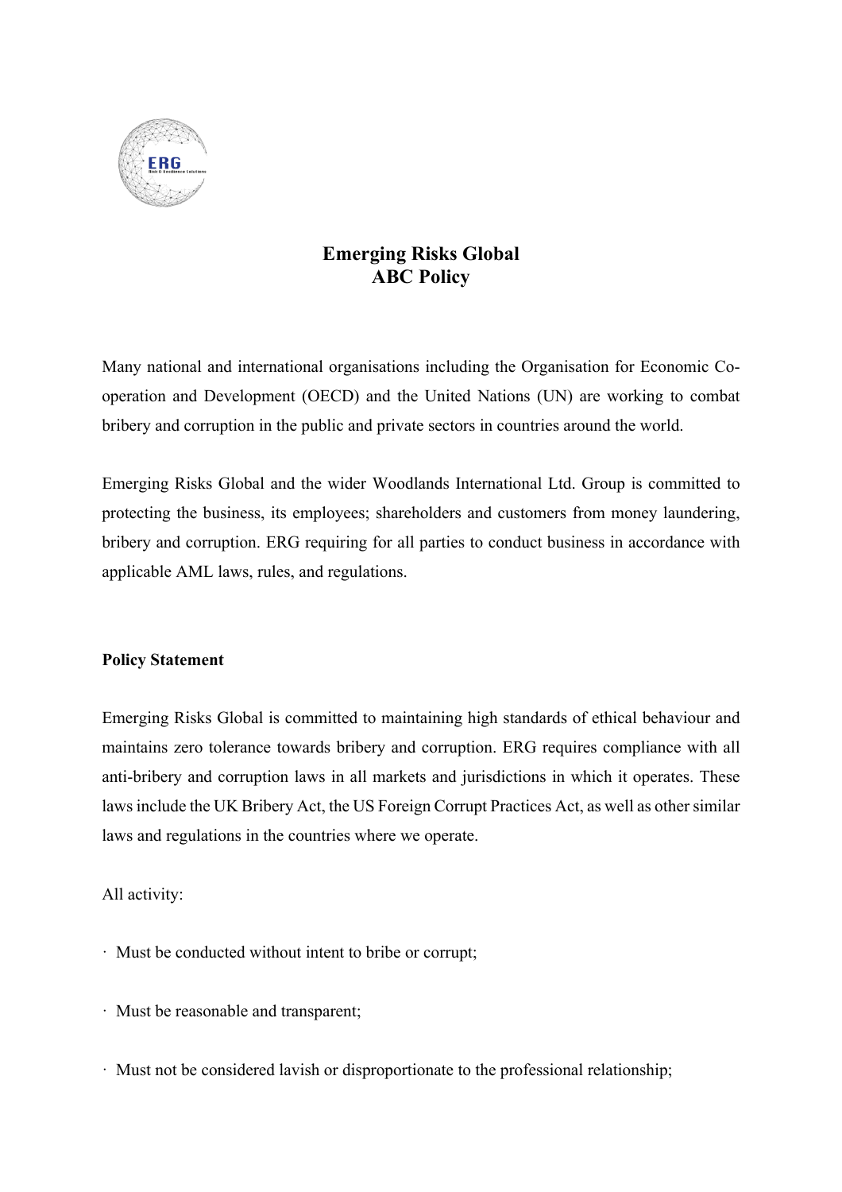# Emerging Risks Global
# ABC Policy

Many national and international organisations including the Organisation for Economic Co-operation and Development (OECD) and the United Nations (UN) are working to combat bribery and corruption in the public and private sectors in countries around the world.

Emerging Risks Global and the wider Woodlands International Ltd. Group is committed to protecting the business, its employees; shareholders and customers from money laundering, bribery and corruption. ERG requiring for all parties to conduct business in accordance with applicable AML laws, rules, and regulations.

**Policy Statement**

Emerging Risks Global is committed to maintaining high standards of ethical behaviour and maintains zero tolerance towards bribery and corruption. ERG requires compliance with all anti-bribery and corruption laws in all markets and jurisdictions in which it operates. These laws include the UK Bribery Act, the US Foreign Corrupt Practices Act, as well as other similar laws and regulations in the countries where we operate.

All activity:

- Must be conducted without intent to bribe or corrupt;
- Must be reasonable and transparent;
- Must not be considered lavish or disproportionate to the professional relationship;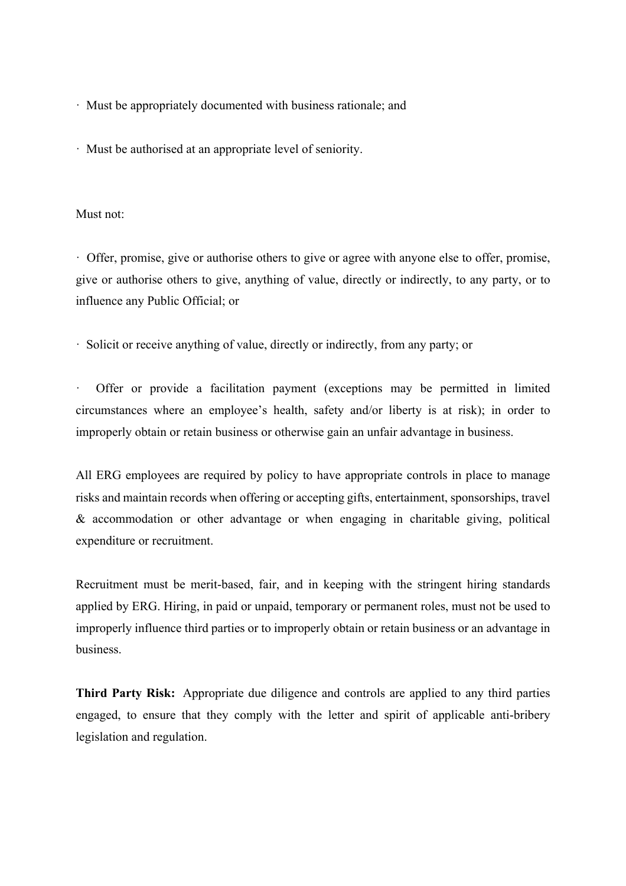- Must be appropriately documented with business rationale; and
- Must be authorised at an appropriate level of seniority.

Must not:

- Offer, promise, give or authorise others to give or agree with anyone else to offer, promise, give or authorise others to give, anything of value, directly or indirectly, to any party, or to influence any Public Official; or
- Solicit or receive anything of value, directly or indirectly, from any party; or
- Offer or provide a facilitation payment (exceptions may be permitted in limited circumstances where an employee's health, safety and/or liberty is at risk); in order to improperly obtain or retain business or otherwise gain an unfair advantage in business.

All ERG employees are required by policy to have appropriate controls in place to manage risks and maintain records when offering or accepting gifts, entertainment, sponsorships, travel & accommodation or other advantage or when engaging in charitable giving, political expenditure or recruitment.

Recruitment must be merit-based, fair, and in keeping with the stringent hiring standards applied by ERG. Hiring, in paid or unpaid, temporary or permanent roles, must not be used to improperly influence third parties or to improperly obtain or retain business or an advantage in business.

**Third Party Risk:** Appropriate due diligence and controls are applied to any third parties engaged, to ensure that they comply with the letter and spirit of applicable anti-bribery legislation and regulation.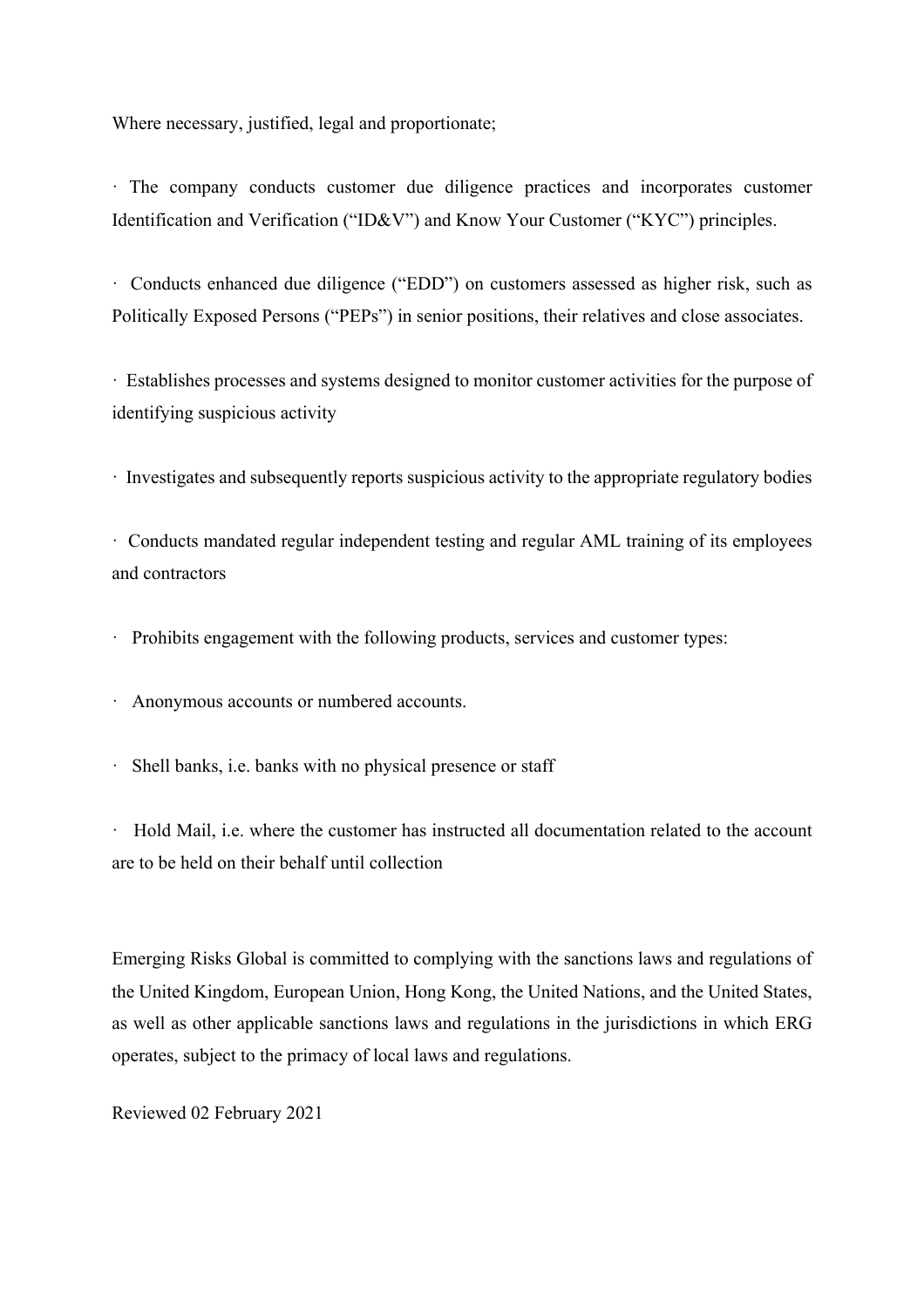Where necessary, justified, legal and proportionate;

- The company conducts customer due diligence practices and incorporates customer Identification and Verification ("ID&V") and Know Your Customer ("KYC") principles.

- Conducts enhanced due diligence ("EDD") on customers assessed as higher risk, such as Politically Exposed Persons ("PEPs") in senior positions, their relatives and close associates.

- Establishes processes and systems designed to monitor customer activities for the purpose of identifying suspicious activity

- Investigates and subsequently reports suspicious activity to the appropriate regulatory bodies

- Conducts mandated regular independent testing and regular AML training of its employees and contractors

- Prohibits engagement with the following products, services and customer types:

- Anonymous accounts or numbered accounts.

- Shell banks, i.e. banks with no physical presence or staff

- Hold Mail, i.e. where the customer has instructed all documentation related to the account are to be held on their behalf until collection

Emerging Risks Global is committed to complying with the sanctions laws and regulations of the United Kingdom, European Union, Hong Kong, the United Nations, and the United States, as well as other applicable sanctions laws and regulations in the jurisdictions in which ERG operates, subject to the primacy of local laws and regulations.

Reviewed 02 February 2021